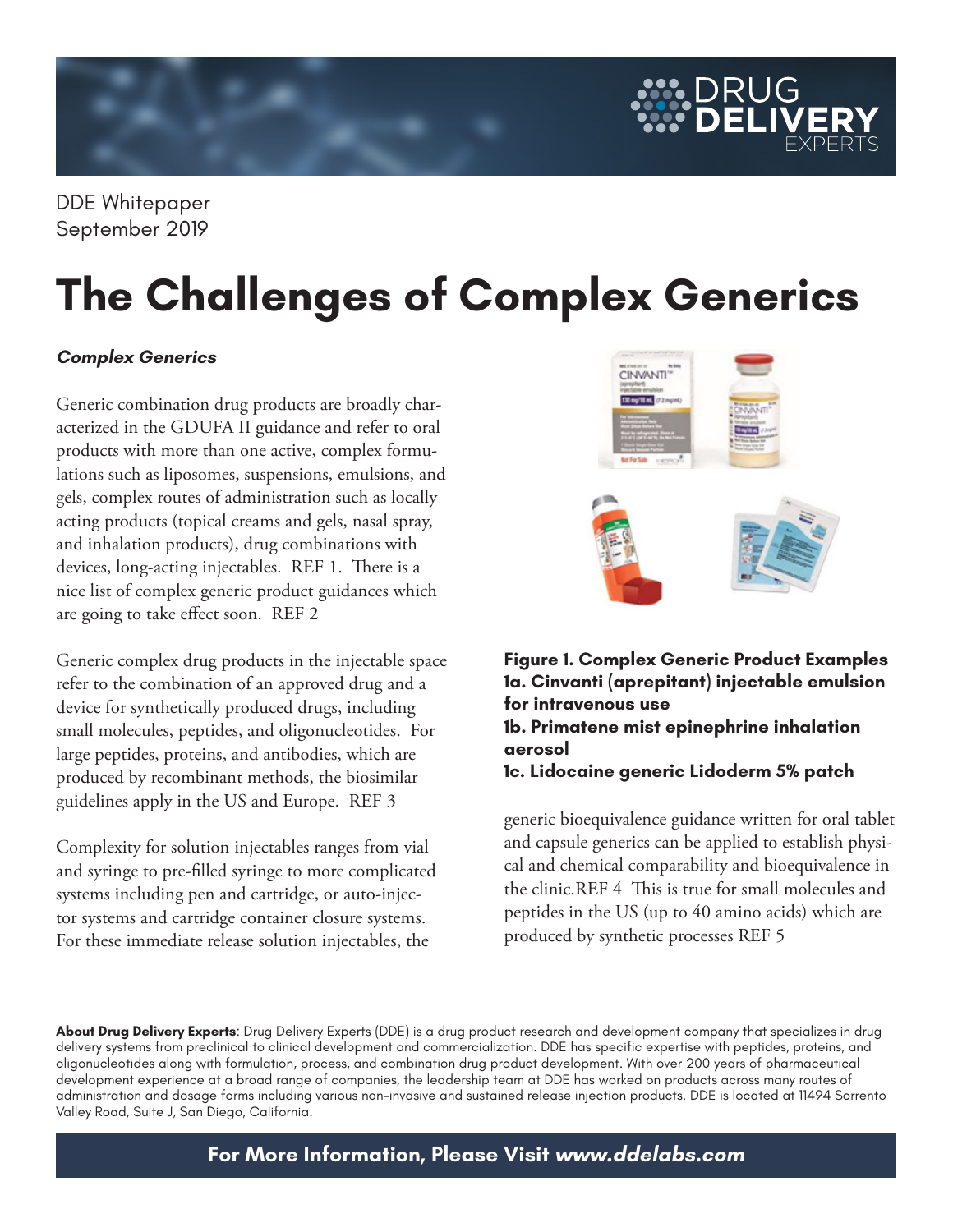DDE Whitepaper
September 2019

# The Challenges of Complex Generics

### *Complex Generics*

Generic combination drug products are broadly characterized in the GDUFA II guidance and refer to oral products with more than one active, complex formulations such as liposomes, suspensions, emulsions, and gels, complex routes of administration such as locally acting products (topical creams and gels, nasal spray, and inhalation products), drug combinations with devices, long-acting injectables. REF 1. There is a nice list of complex generic product guidances which are going to take effect soon. REF 2

Generic complex drug products in the injectable space refer to the combination of an approved drug and a device for synthetically produced drugs, including small molecules, peptides, and oligonucleotides. For large peptides, proteins, and antibodies, which are produced by recombinant methods, the biosimilar guidelines apply in the US and Europe. REF 3

Complexity for solution injectables ranges from vial and syringe to pre-filled syringe to more complicated systems including pen and cartridge, or auto-injector systems and cartridge container closure systems. For these immediate release solution injectables, the generic bioequivalence guidance written for oral tablet and capsule generics can be applied to establish physical and chemical comparability and bioequivalence in the clinic.REF 4 This is true for small molecules and peptides in the US (up to 40 amino acids) which are produced by synthetic processes REF 5

**Figure 1. Complex Generic Product Examples**
**1a. Cinvanti (aprepitant) injectable emulsion for intravenous use**
**1b. Primatene mist epinephrine inhalation aerosol**
**1c. Lidocaine generic Lidoderm 5% patch**

**About Drug Delivery Experts**: Drug Delivery Experts (DDE) is a drug product research and development company that specializes in drug delivery systems from preclinical to clinical development and commercialization. DDE has specific expertise with peptides, proteins, and oligonucleotides along with formulation, process, and combination drug product development. With over 200 years of pharmaceutical development experience at a broad range of companies, the leadership team at DDE has worked on products across many routes of administration and dosage forms including various non-invasive and sustained release injection products. DDE is located at 11494 Sorrento Valley Road, Suite J, San Diego, California.

**For More Information, Please Visit *www.ddelabs.com***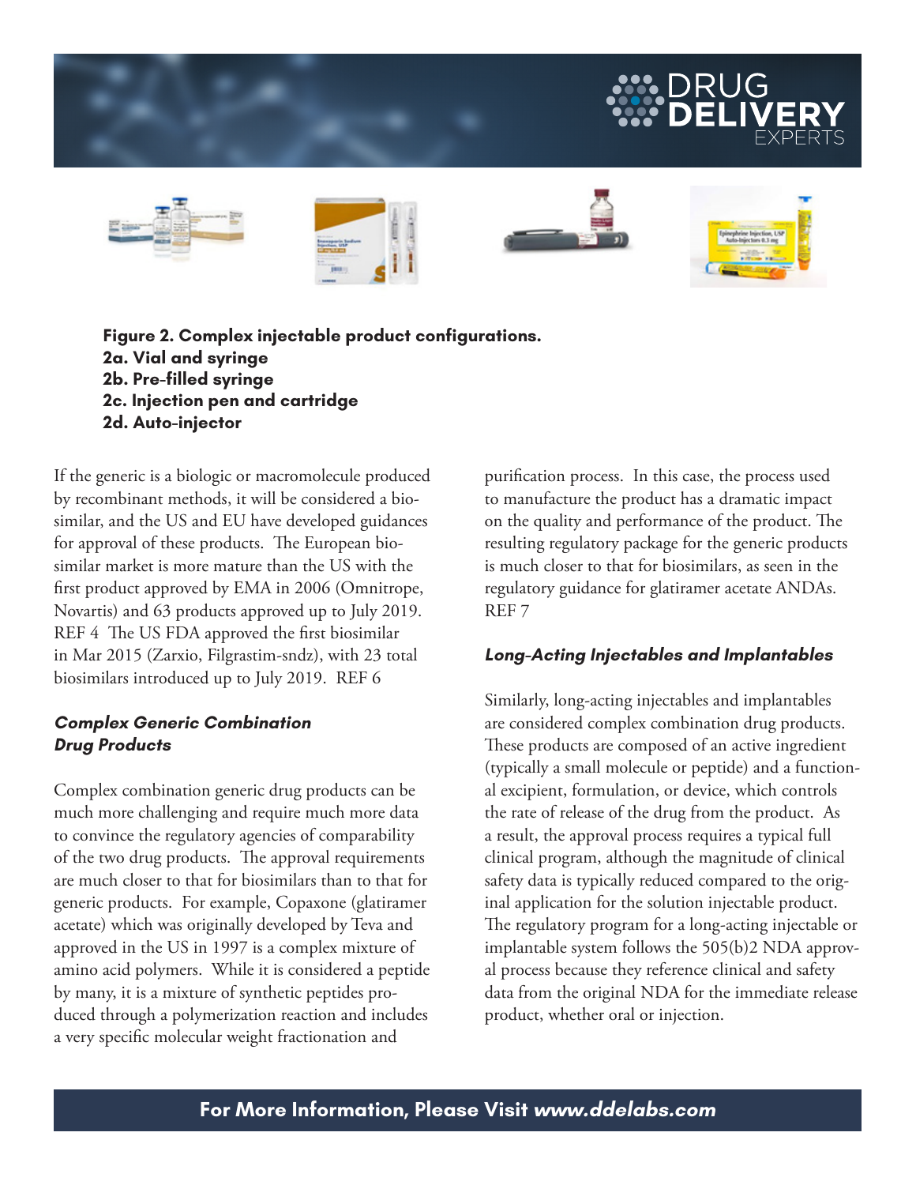**Figure 2. Complex injectable product configurations.**
**2a. Vial and syringe**
**2b. Pre-filled syringe**
**2c. Injection pen and cartridge**
**2d. Auto-injector**

If the generic is a biologic or macromolecule produced by recombinant methods, it will be considered a biosimilar, and the US and EU have developed guidances for approval of these products. The European biosimilar market is more mature than the US with the first product approved by EMA in 2006 (Omnitrope, Novartis) and 63 products approved up to July 2019. REF 4 The US FDA approved the first biosimilar in Mar 2015 (Zarxio, Filgrastim-sndz), with 23 total biosimilars introduced up to July 2019. REF 6

### *Complex Generic Combination Drug Products*

Complex combination generic drug products can be much more challenging and require much more data to convince the regulatory agencies of comparability of the two drug products. The approval requirements are much closer to that for biosimilars than to that for generic products. For example, Copaxone (glatiramer acetate) which was originally developed by Teva and approved in the US in 1997 is a complex mixture of amino acid polymers. While it is considered a peptide by many, it is a mixture of synthetic peptides produced through a polymerization reaction and includes a very specific molecular weight fractionation and purification process. In this case, the process used to manufacture the product has a dramatic impact on the quality and performance of the product. The resulting regulatory package for the generic products is much closer to that for biosimilars, as seen in the regulatory guidance for glatiramer acetate ANDAs. REF 7

### *Long-Acting Injectables and Implantables*

Similarly, long-acting injectables and implantables are considered complex combination drug products. These products are composed of an active ingredient (typically a small molecule or peptide) and a functional excipient, formulation, or device, which controls the rate of release of the drug from the product. As a result, the approval process requires a typical full clinical program, although the magnitude of clinical safety data is typically reduced compared to the original application for the solution injectable product. The regulatory program for a long-acting injectable or implantable system follows the 505(b)2 NDA approval process because they reference clinical and safety data from the original NDA for the immediate release product, whether oral or injection.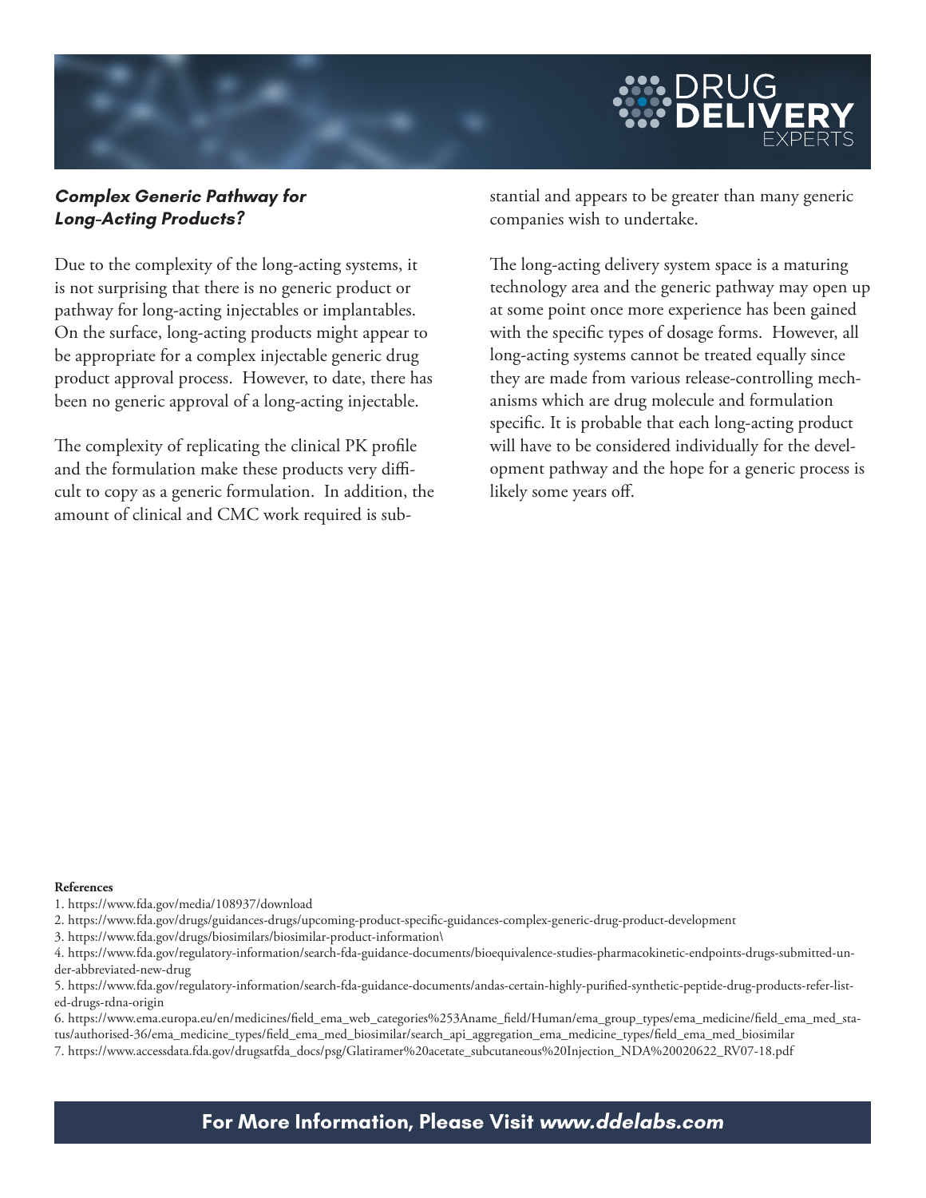### *Complex Generic Pathway for Long-Acting Products?*

Due to the complexity of the long-acting systems, it is not surprising that there is no generic product or pathway for long-acting injectables or implantables. On the surface, long-acting products might appear to be appropriate for a complex injectable generic drug product approval process. However, to date, there has been no generic approval of a long-acting injectable.

The complexity of replicating the clinical PK profile and the formulation make these products very difficult to copy as a generic formulation. In addition, the amount of clinical and CMC work required is substantial and appears to be greater than many generic companies wish to undertake.

The long-acting delivery system space is a maturing technology area and the generic pathway may open up at some point once more experience has been gained with the specific types of dosage forms. However, all long-acting systems cannot be treated equally since they are made from various release-controlling mechanisms which are drug molecule and formulation specific. It is probable that each long-acting product will have to be considered individually for the development pathway and the hope for a generic process is likely some years off.

**References**

1. https://www.fda.gov/media/108937/download
2. https://www.fda.gov/drugs/guidances-drugs/upcoming-product-specific-guidances-complex-generic-drug-product-development
3. https://www.fda.gov/drugs/biosimilars/biosimilar-product-information\
4. https://www.fda.gov/regulatory-information/search-fda-guidance-documents/bioequivalence-studies-pharmacokinetic-endpoints-drugs-submitted-under-abbreviated-new-drug
5. https://www.fda.gov/regulatory-information/search-fda-guidance-documents/andas-certain-highly-purified-synthetic-peptide-drug-products-refer-listed-drugs-rdna-origin
6. https://www.ema.europa.eu/en/medicines/field_ema_web_categories%253Aname_field/Human/ema_group_types/ema_medicine/field_ema_med_status/authorised-36/ema_medicine_types/field_ema_med_biosimilar/search_api_aggregation_ema_medicine_types/field_ema_med_biosimilar
7. https://www.accessdata.fda.gov/drugsatfda_docs/psg/Glatiramer%20acetate_subcutaneous%20Injection_NDA%20020622_RV07-18.pdf

**For More Information, Please Visit *www.ddelabs.com***